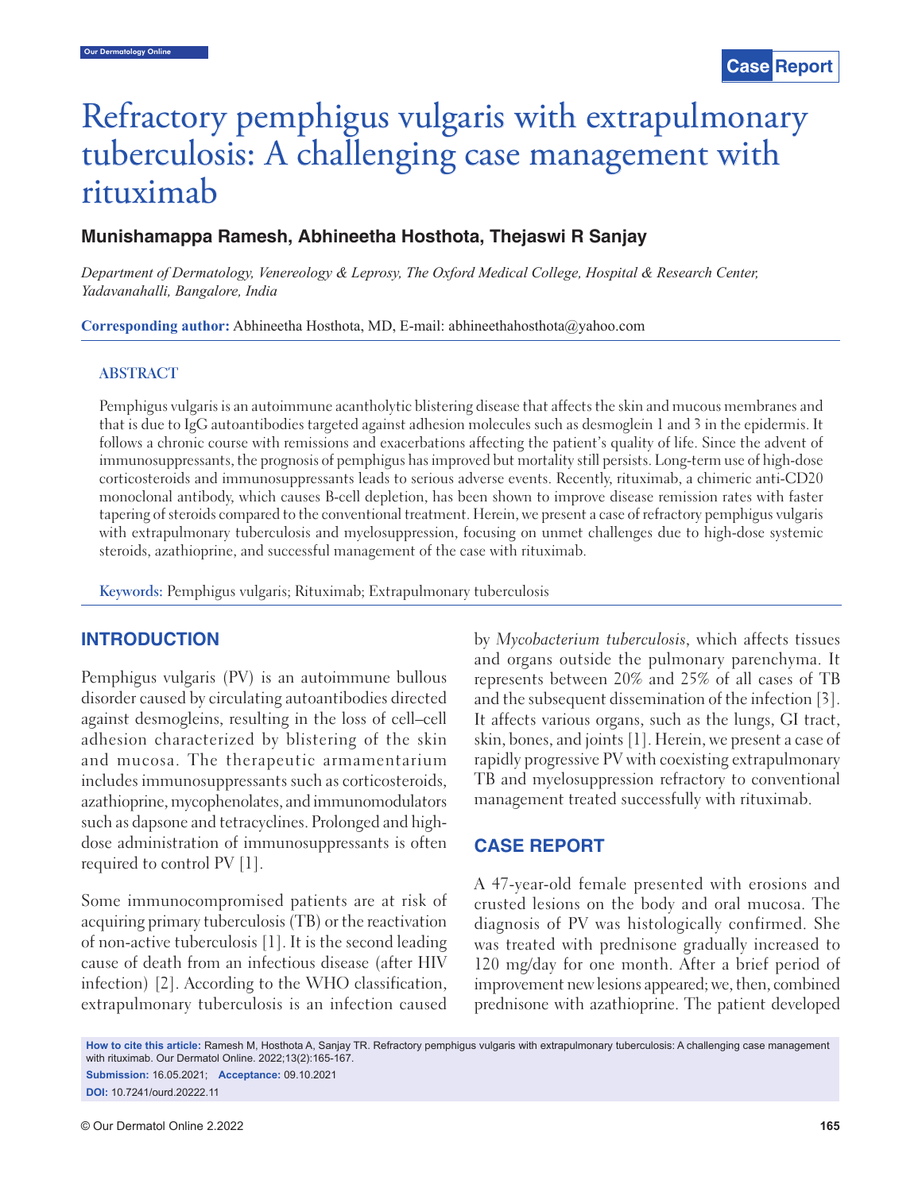# Refractory pemphigus vulgaris with extrapulmonary tuberculosis: A challenging case management with rituximab

**Munishamappa Ramesh, Abhineetha Hosthota, Thejaswi R Sanjay**

*Department of Dermatology, Venereology & Leprosy, The Oxford Medical College, Hospital & Research Center, Yadavanahalli, Bangalore, India*

**Corresponding author:** Abhineetha Hosthota, MD, E-mail: abhineethahosthota@yahoo.com

## ABSTRACT

Pemphigus vulgaris is an autoimmune acantholytic blistering disease that affects the skin and mucous membranes and that is due to IgG autoantibodies targeted against adhesion molecules such as desmoglein 1 and 3 in the epidermis. It follows a chronic course with remissions and exacerbations affecting the patient's quality of life. Since the advent of immunosuppressants, the prognosis of pemphigus has improved but mortality still persists. Long-term use of high-dose corticosteroids and immunosuppressants leads to serious adverse events. Recently, rituximab, a chimeric anti-CD20 monoclonal antibody, which causes B-cell depletion, has been shown to improve disease remission rates with faster tapering of steroids compared to the conventional treatment. Herein, we present a case of refractory pemphigus vulgaris with extrapulmonary tuberculosis and myelosuppression, focusing on unmet challenges due to high-dose systemic steroids, azathioprine, and successful management of the case with rituximab.

**Keywords:** Pemphigus vulgaris; Rituximab; Extrapulmonary tuberculosis

## INTRODUCTION

Pemphigus vulgaris (PV) is an autoimmune bullous disorder caused by circulating autoantibodies directed against desmogleins, resulting in the loss of cell–cell adhesion characterized by blistering of the skin and mucosa. The therapeutic armamentarium includes immunosuppressants such as corticosteroids, azathioprine, mycophenolates, and immunomodulators such as dapsone and tetracyclines. Prolonged and high-dose administration of immunosuppressants is often required to control PV [1].

Some immunocompromised patients are at risk of acquiring primary tuberculosis (TB) or the reactivation of non-active tuberculosis [1]. It is the second leading cause of death from an infectious disease (after HIV infection) [2]. According to the WHO classification, extrapulmonary tuberculosis is an infection caused by *Mycobacterium tuberculosis*, which affects tissues and organs outside the pulmonary parenchyma. It represents between 20% and 25% of all cases of TB and the subsequent dissemination of the infection [3]. It affects various organs, such as the lungs, GI tract, skin, bones, and joints [1]. Herein, we present a case of rapidly progressive PV with coexisting extrapulmonary TB and myelosuppression refractory to conventional management treated successfully with rituximab.

## CASE REPORT

A 47-year-old female presented with erosions and crusted lesions on the body and oral mucosa. The diagnosis of PV was histologically confirmed. She was treated with prednisone gradually increased to 120 mg/day for one month. After a brief period of improvement new lesions appeared; we, then, combined prednisone with azathioprine. The patient developed

**How to cite this article:** Ramesh M, Hosthota A, Sanjay TR. Refractory pemphigus vulgaris with extrapulmonary tuberculosis: A challenging case management with rituximab. Our Dermatol Online. 2022;13(2):165-167.

**Submission:** 16.05.2021; **Acceptance:** 09.10.2021

**DOI:** 10.7241/ourd.20222.11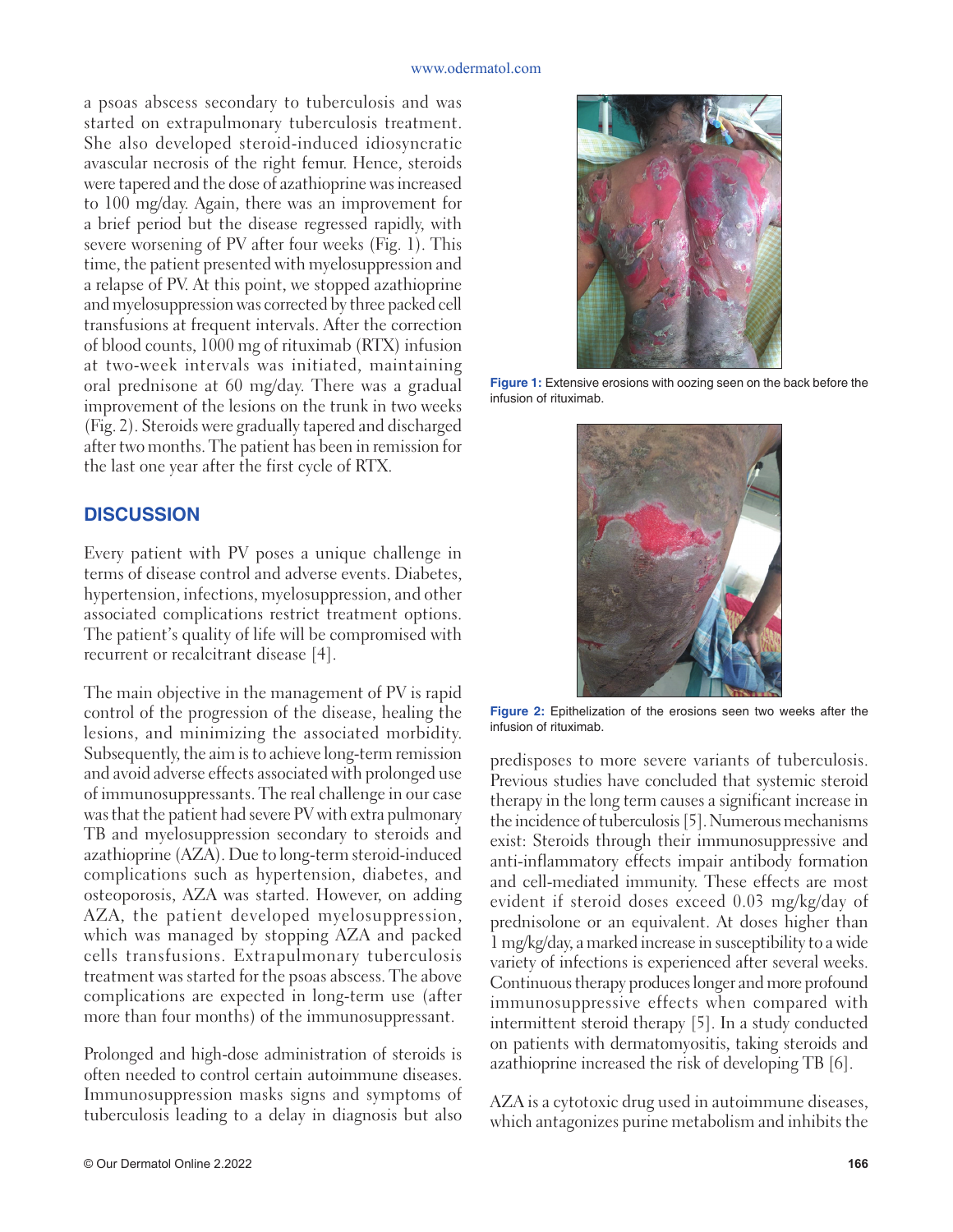a psoas abscess secondary to tuberculosis and was started on extrapulmonary tuberculosis treatment. She also developed steroid-induced idiosyncratic avascular necrosis of the right femur. Hence, steroids were tapered and the dose of azathioprine was increased to 100 mg/day. Again, there was an improvement for a brief period but the disease regressed rapidly, with severe worsening of PV after four weeks (Fig. 1). This time, the patient presented with myelosuppression and a relapse of PV. At this point, we stopped azathioprine and myelosuppression was corrected by three packed cell transfusions at frequent intervals. After the correction of blood counts, 1000 mg of rituximab (RTX) infusion at two-week intervals was initiated, maintaining oral prednisone at 60 mg/day. There was a gradual improvement of the lesions on the trunk in two weeks (Fig. 2). Steroids were gradually tapered and discharged after two months. The patient has been in remission for the last one year after the first cycle of RTX.

**Figure 1:** Extensive erosions with oozing seen on the back before the infusion of rituximab.

**Figure 2:** Epithelization of the erosions seen two weeks after the infusion of rituximab.

## DISCUSSION

Every patient with PV poses a unique challenge in terms of disease control and adverse events. Diabetes, hypertension, infections, myelosuppression, and other associated complications restrict treatment options. The patient's quality of life will be compromised with recurrent or recalcitrant disease [4].

The main objective in the management of PV is rapid control of the progression of the disease, healing the lesions, and minimizing the associated morbidity. Subsequently, the aim is to achieve long-term remission and avoid adverse effects associated with prolonged use of immunosuppressants. The real challenge in our case was that the patient had severe PV with extra pulmonary TB and myelosuppression secondary to steroids and azathioprine (AZA). Due to long-term steroid-induced complications such as hypertension, diabetes, and osteoporosis, AZA was started. However, on adding AZA, the patient developed myelosuppression, which was managed by stopping AZA and packed cells transfusions. Extrapulmonary tuberculosis treatment was started for the psoas abscess. The above complications are expected in long-term use (after more than four months) of the immunosuppressant.

Prolonged and high-dose administration of steroids is often needed to control certain autoimmune diseases. Immunosuppression masks signs and symptoms of tuberculosis leading to a delay in diagnosis but also predisposes to more severe variants of tuberculosis. Previous studies have concluded that systemic steroid therapy in the long term causes a significant increase in the incidence of tuberculosis [5]. Numerous mechanisms exist: Steroids through their immunosuppressive and anti-inflammatory effects impair antibody formation and cell-mediated immunity. These effects are most evident if steroid doses exceed 0.03 mg/kg/day of prednisolone or an equivalent. At doses higher than 1 mg/kg/day, a marked increase in susceptibility to a wide variety of infections is experienced after several weeks. Continuous therapy produces longer and more profound immunosuppressive effects when compared with intermittent steroid therapy [5]. In a study conducted on patients with dermatomyositis, taking steroids and azathioprine increased the risk of developing TB [6].

AZA is a cytotoxic drug used in autoimmune diseases, which antagonizes purine metabolism and inhibits the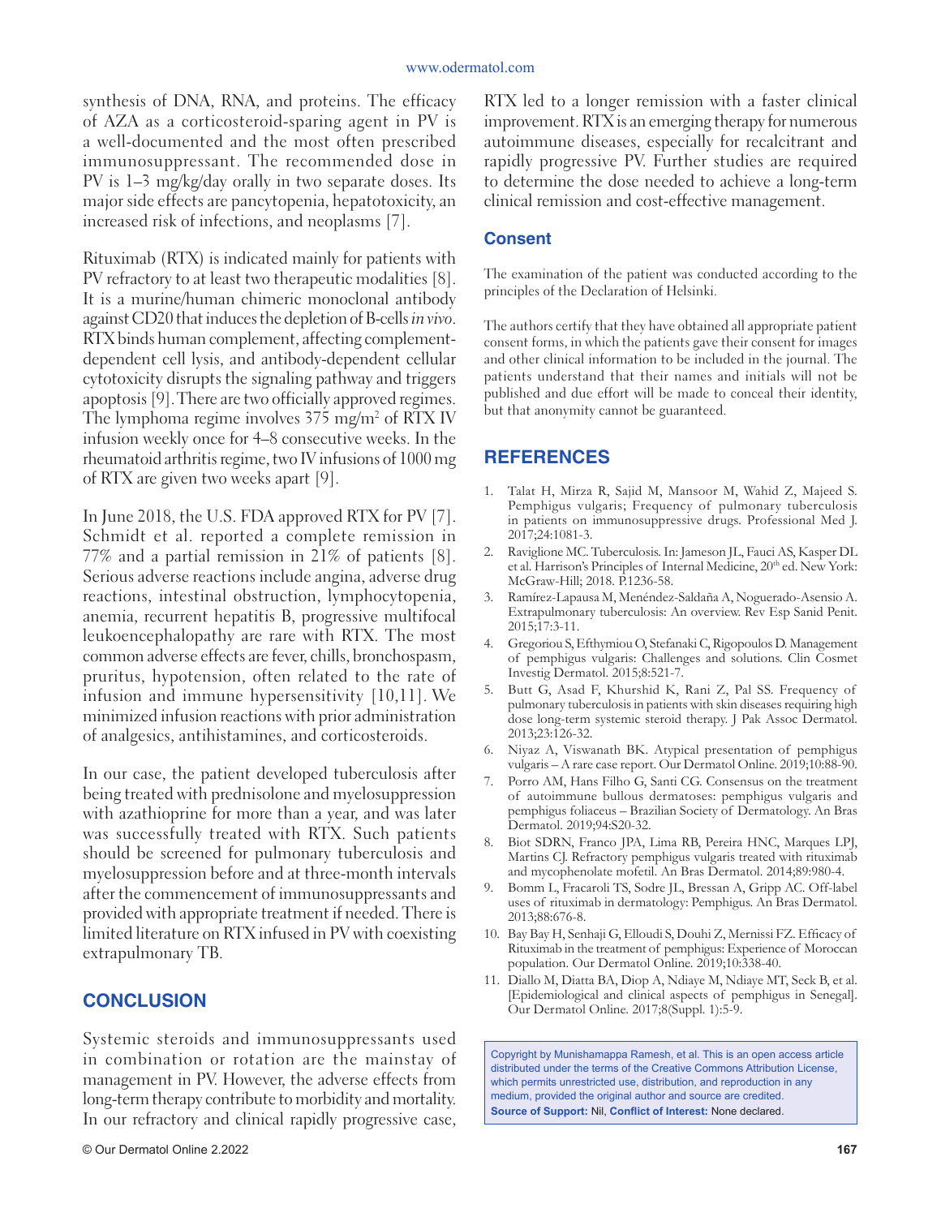synthesis of DNA, RNA, and proteins. The efficacy of AZA as a corticosteroid-sparing agent in PV is a well-documented and the most often prescribed immunosuppressant. The recommended dose in PV is 1–3 mg/kg/day orally in two separate doses. Its major side effects are pancytopenia, hepatotoxicity, an increased risk of infections, and neoplasms [7].

Rituximab (RTX) is indicated mainly for patients with PV refractory to at least two therapeutic modalities [8]. It is a murine/human chimeric monoclonal antibody against CD20 that induces the depletion of B-cells *in vivo*. RTX binds human complement, affecting complement-dependent cell lysis, and antibody-dependent cellular cytotoxicity disrupts the signaling pathway and triggers apoptosis [9]. There are two officially approved regimes. The lymphoma regime involves 375 $mg/m^2$ of RTX IV infusion weekly once for 4–8 consecutive weeks. In the rheumatoid arthritis regime, two IV infusions of 1000 mg of RTX are given two weeks apart [9].

In June 2018, the U.S. FDA approved RTX for PV [7]. Schmidt et al. reported a complete remission in 77% and a partial remission in 21% of patients [8]. Serious adverse reactions include angina, adverse drug reactions, intestinal obstruction, lymphocytopenia, anemia, recurrent hepatitis B, progressive multifocal leukoencephalopathy are rare with RTX. The most common adverse effects are fever, chills, bronchospasm, pruritus, hypotension, often related to the rate of infusion and immune hypersensitivity [10,11]. We minimized infusion reactions with prior administration of analgesics, antihistamines, and corticosteroids.

In our case, the patient developed tuberculosis after being treated with prednisolone and myelosuppression with azathioprine for more than a year, and was later was successfully treated with RTX. Such patients should be screened for pulmonary tuberculosis and myelosuppression before and at three-month intervals after the commencement of immunosuppressants and provided with appropriate treatment if needed. There is limited literature on RTX infused in PV with coexisting extrapulmonary TB.

## CONCLUSION

Systemic steroids and immunosuppressants used in combination or rotation are the mainstay of management in PV. However, the adverse effects from long-term therapy contribute to morbidity and mortality. In our refractory and clinical rapidly progressive case, RTX led to a longer remission with a faster clinical improvement. RTX is an emerging therapy for numerous autoimmune diseases, especially for recalcitrant and rapidly progressive PV. Further studies are required to determine the dose needed to achieve a long-term clinical remission and cost-effective management.

## Consent

The examination of the patient was conducted according to the principles of the Declaration of Helsinki.

The authors certify that they have obtained all appropriate patient consent forms, in which the patients gave their consent for images and other clinical information to be included in the journal. The patients understand that their names and initials will not be published and due effort will be made to conceal their identity, but that anonymity cannot be guaranteed.

## REFERENCES

1. Talat H, Mirza R, Sajid M, Mansoor M, Wahid Z, Majeed S. Pemphigus vulgaris; Frequency of pulmonary tuberculosis in patients on immunosuppressive drugs. Professional Med J. 2017;24:1081-3.
2. Raviglione MC. Tuberculosis. In: Jameson JL, Fauci AS, Kasper DL et al. Harrison's Principles of Internal Medicine, 20th ed. New York: McGraw-Hill; 2018. P.1236-58.
3. Ramírez-Lapausa M, Menéndez-Saldaña A, Noguerado-Asensio A. Extrapulmonary tuberculosis: An overview. Rev Esp Sanid Penit. 2015;17:3-11.
4. Gregoriou S, Efthymiou O, Stefanaki C, Rigopoulos D. Management of pemphigus vulgaris: Challenges and solutions. Clin Cosmet Investig Dermatol. 2015;8:521-7.
5. Butt G, Asad F, Khurshid K, Rani Z, Pal SS. Frequency of pulmonary tuberculosis in patients with skin diseases requiring high dose long-term systemic steroid therapy. J Pak Assoc Dermatol. 2013;23:126-32.
6. Niyaz A, Viswanath BK. Atypical presentation of pemphigus vulgaris – A rare case report. Our Dermatol Online. 2019;10:88-90.
7. Porro AM, Hans Filho G, Santi CG. Consensus on the treatment of autoimmune bullous dermatoses: pemphigus vulgaris and pemphigus foliaceus – Brazilian Society of Dermatology. An Bras Dermatol. 2019;94:S20-32.
8. Biot SDRN, Franco JPA, Lima RB, Pereira HNC, Marques LPJ, Martins CJ. Refractory pemphigus vulgaris treated with rituximab and mycophenolate mofetil. An Bras Dermatol. 2014;89:980-4.
9. Bomm L, Fracaroli TS, Sodre JL, Bressan A, Gripp AC. Off-label uses of rituximab in dermatology: Pemphigus. An Bras Dermatol. 2013;88:676-8.
10. Bay Bay H, Senhaji G, Elloudi S, Douhi Z, Mernissi FZ. Efficacy of Rituximab in the treatment of pemphigus: Experience of Moroccan population. Our Dermatol Online. 2019;10:338-40.
11. Diallo M, Diatta BA, Diop A, Ndiaye M, Ndiaye MT, Seck B, et al. [Epidemiological and clinical aspects of pemphigus in Senegal]. Our Dermatol Online. 2017;8(Suppl. 1):5-9.

Copyright by Munishamappa Ramesh, et al. This is an open access article distributed under the terms of the Creative Commons Attribution License, which permits unrestricted use, distribution, and reproduction in any medium, provided the original author and source are credited.
**Source of Support:** Nil, **Conflict of Interest:** None declared.